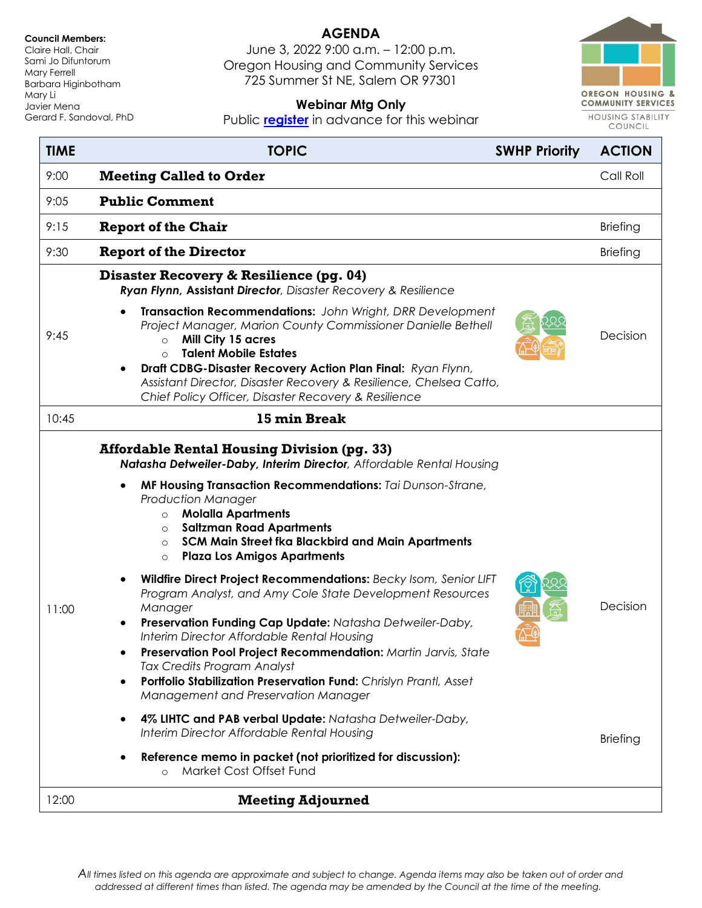**Council Members:**
Claire Hall, Chair
Sami Jo Difuntorum
Mary Ferrell
Barbara Higinbotham
Mary Li
Javier Mena
Gerard F. Sandoval, PhD

# AGENDA

June 3, 2022 9:00 a.m. – 12:00 p.m.
Oregon Housing and Community Services
725 Summer St NE, Salem OR 97301

**Webinar Mtg Only**
Public register in advance for this webinar

OREGON HOUSING & COMMUNITY SERVICES
HOUSING STABILITY COUNCIL

| TIME | TOPIC | SWHP Priority | ACTION |
|---|---|---|---|
| 9:00 | **Meeting Called to Order** | | Call Roll |
| 9:05 | **Public Comment** | | |
| 9:15 | **Report of the Chair** | | Briefing |
| 9:30 | **Report of the Director** | | Briefing |
| 9:45 | **Disaster Recovery & Resilience (pg. 04)**<br>***Ryan Flynn, Assistant Director**, Disaster Recovery & Resilience*<br>• **Transaction Recommendations:** *John Wright, DRR Development Project Manager, Marion County Commissioner Danielle Bethell*<br>  ○ **Mill City 15 acres**<br>  ○ **Talent Mobile Estates**<br>• **Draft CDBG-Disaster Recovery Action Plan Final:** *Ryan Flynn, Assistant Director, Disaster Recovery & Resilience, Chelsea Catto, Chief Policy Officer, Disaster Recovery & Resilience* | | Decision |
| 10:45 | **15 min Break** | | |
| 11:00 | **Affordable Rental Housing Division (pg. 33)**<br>***Natasha Detweiler-Daby, Interim Director**, Affordable Rental Housing*<br>• **MF Housing Transaction Recommendations:** *Tai Dunson-Strane, Production Manager*<br>  ○ **Molalla Apartments**<br>  ○ **Saltzman Road Apartments**<br>  ○ **SCM Main Street fka Blackbird and Main Apartments**<br>  ○ **Plaza Los Amigos Apartments**<br>• **Wildfire Direct Project Recommendations:** *Becky Isom, Senior LIFT Program Analyst, and Amy Cole State Development Resources Manager*<br>• **Preservation Funding Cap Update:** *Natasha Detweiler-Daby, Interim Director Affordable Rental Housing*<br>• **Preservation Pool Project Recommendation:** *Martin Jarvis, State Tax Credits Program Analyst*<br>• **Portfolio Stabilization Preservation Fund:** *Chrislyn Prantl, Asset Management and Preservation Manager* | | Decision |
| | • **4% LIHTC and PAB verbal Update:** *Natasha Detweiler-Daby, Interim Director Affordable Rental Housing*<br>• **Reference memo in packet (not prioritized for discussion):**<br>  ○ Market Cost Offset Fund | | Briefing |
| 12:00 | **Meeting Adjourned** | | |

*All times listed on this agenda are approximate and subject to change. Agenda items may also be taken out of order and addressed at different times than listed. The agenda may be amended by the Council at the time of the meeting.*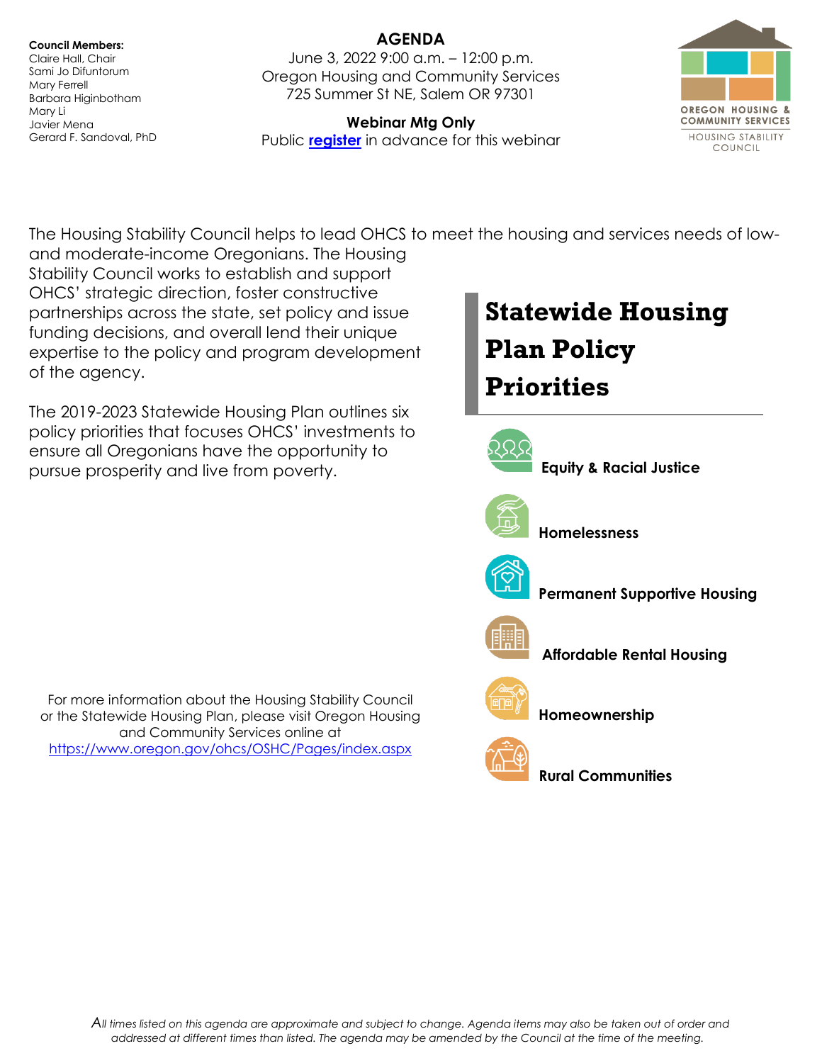**Council Members:**
Claire Hall, Chair
Sami Jo Difuntorum
Mary Ferrell
Barbara Higinbotham
Mary Li
Javier Mena
Gerard F. Sandoval, PhD

**AGENDA**
June 3, 2022 9:00 a.m. – 12:00 p.m.
Oregon Housing and Community Services
725 Summer St NE, Salem OR 97301

**Webinar Mtg Only**
Public **register** in advance for this webinar

OREGON HOUSING & COMMUNITY SERVICES
HOUSING STABILITY COUNCIL

The Housing Stability Council helps to lead OHCS to meet the housing and services needs of low- and moderate-income Oregonians. The Housing Stability Council works to establish and support OHCS' strategic direction, foster constructive partnerships across the state, set policy and issue funding decisions, and overall lend their unique expertise to the policy and program development of the agency.

The 2019-2023 Statewide Housing Plan outlines six policy priorities that focuses OHCS' investments to ensure all Oregonians have the opportunity to pursue prosperity and live from poverty.

# Statewide Housing Plan Policy Priorities

- **Equity & Racial Justice**
- **Homelessness**
- **Permanent Supportive Housing**
- **Affordable Rental Housing**
- **Homeownership**
- **Rural Communities**

For more information about the Housing Stability Council or the Statewide Housing Plan, please visit Oregon Housing and Community Services online at https://www.oregon.gov/ohcs/OSHC/Pages/index.aspx

*All times listed on this agenda are approximate and subject to change. Agenda items may also be taken out of order and addressed at different times than listed. The agenda may be amended by the Council at the time of the meeting.*